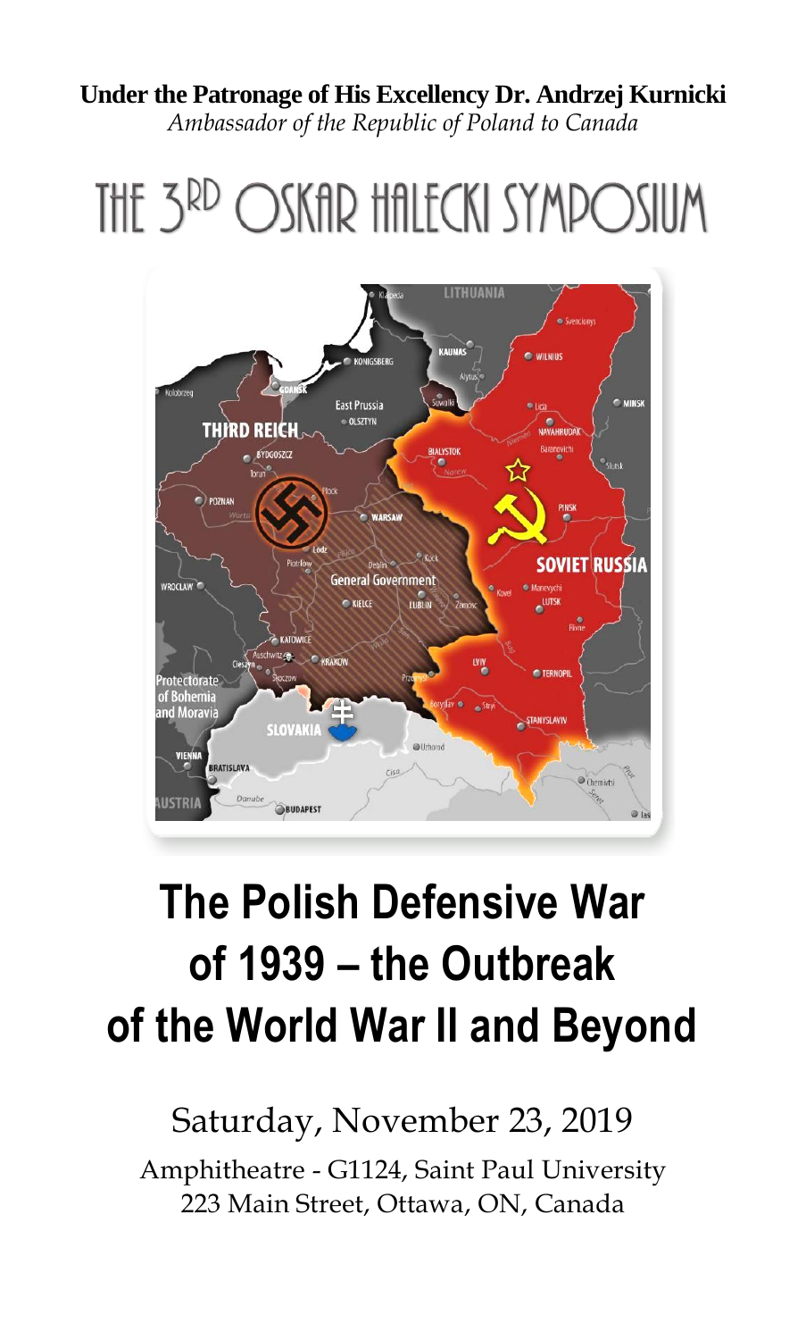**Under the Patronage of His Excellency Dr. Andrzej Kurnicki**
*Ambassador of the Republic of Poland to Canada*

# THE 3RD OSKAR HALECKI SYMPOSIUM

# The Polish Defensive War of 1939 – the Outbreak of the World War II and Beyond

Saturday, November 23, 2019

Amphitheatre - G1124, Saint Paul University
223 Main Street, Ottawa, ON, Canada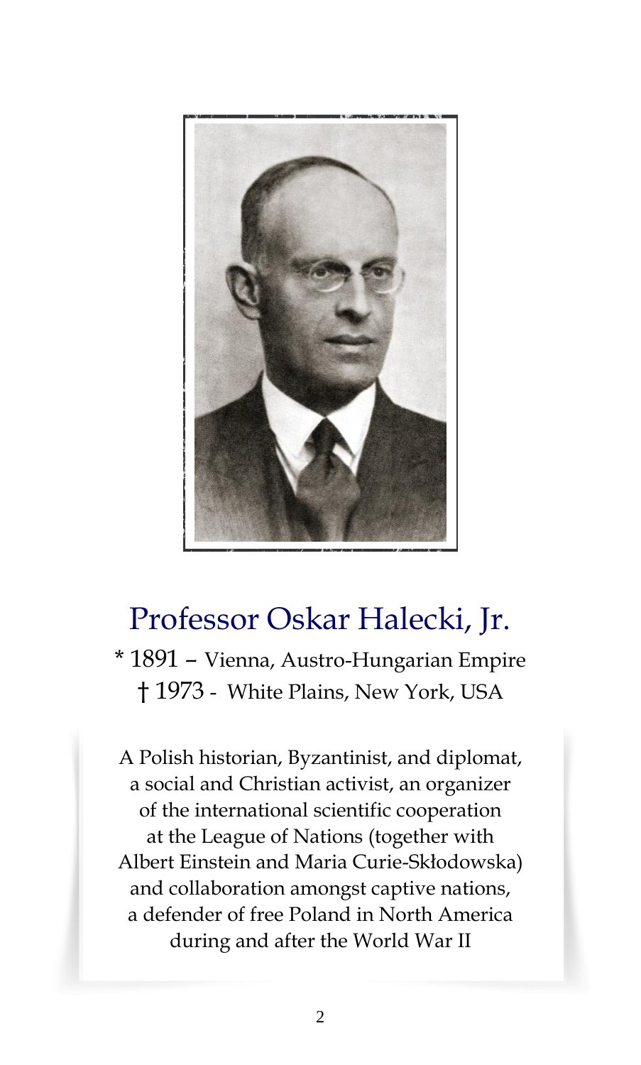# Professor Oskar Halecki, Jr.

\* 1891 – Vienna, Austro-Hungarian Empire

† 1973 - White Plains, New York, USA

A Polish historian, Byzantinist, and diplomat, a social and Christian activist, an organizer of the international scientific cooperation at the League of Nations (together with Albert Einstein and Maria Curie-Skłodowska) and collaboration amongst captive nations, a defender of free Poland in North America during and after the World War II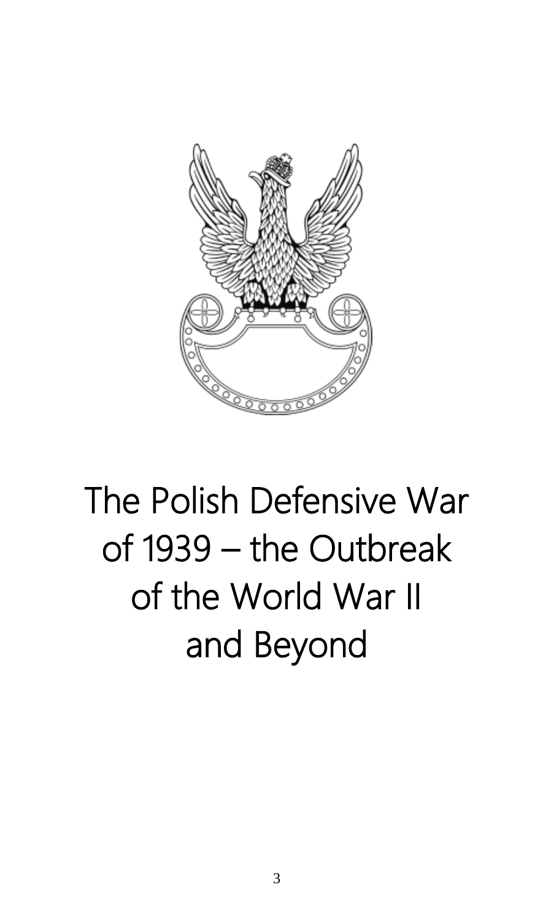# The Polish Defensive War of 1939 – the Outbreak of the World War II and Beyond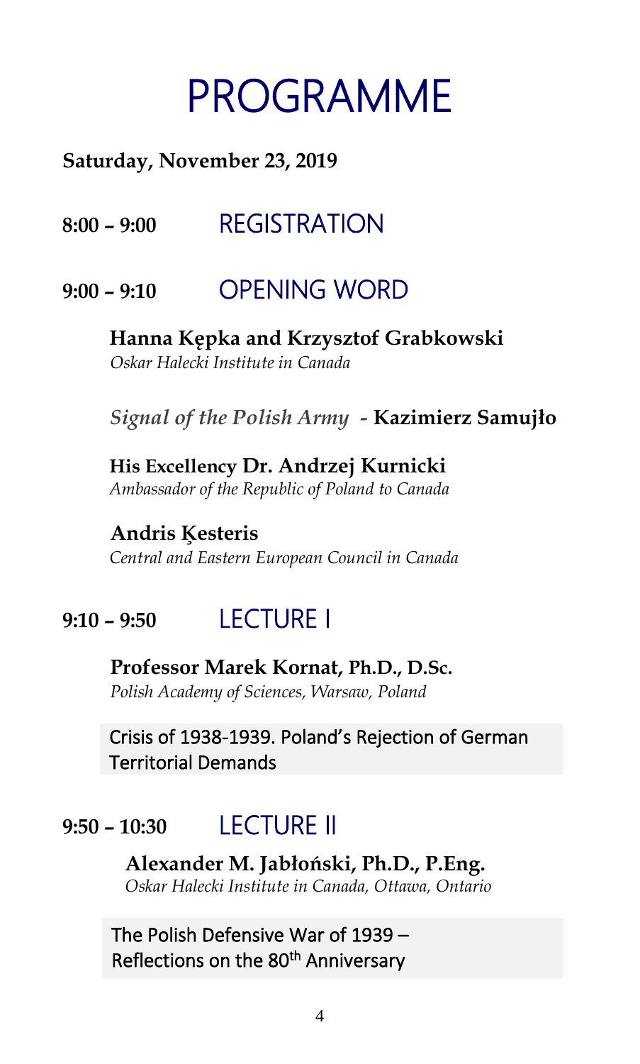# PROGRAMME

**Saturday, November 23, 2019**

## 8:00 – 9:00 REGISTRATION

## 9:00 – 9:10 OPENING WORD

**Hanna Kępka and Krzysztof Grabkowski**
*Oskar Halecki Institute in Canada*

*Signal of the Polish Army* - **Kazimierz Samujło**

**His Excellency Dr. Andrzej Kurnicki**
*Ambassador of the Republic of Poland to Canada*

**Andris Ķesteris**
*Central and Eastern European Council in Canada*

## 9:10 – 9:50 LECTURE I

**Professor Marek Kornat, Ph.D., D.Sc.**
*Polish Academy of Sciences, Warsaw, Poland*

Crisis of 1938-1939. Poland's Rejection of German Territorial Demands

## 9:50 – 10:30 LECTURE II

**Alexander M. Jabłoński, Ph.D., P.Eng.**
*Oskar Halecki Institute in Canada, Ottawa, Ontario*

The Polish Defensive War of 1939 – Reflections on the 80th Anniversary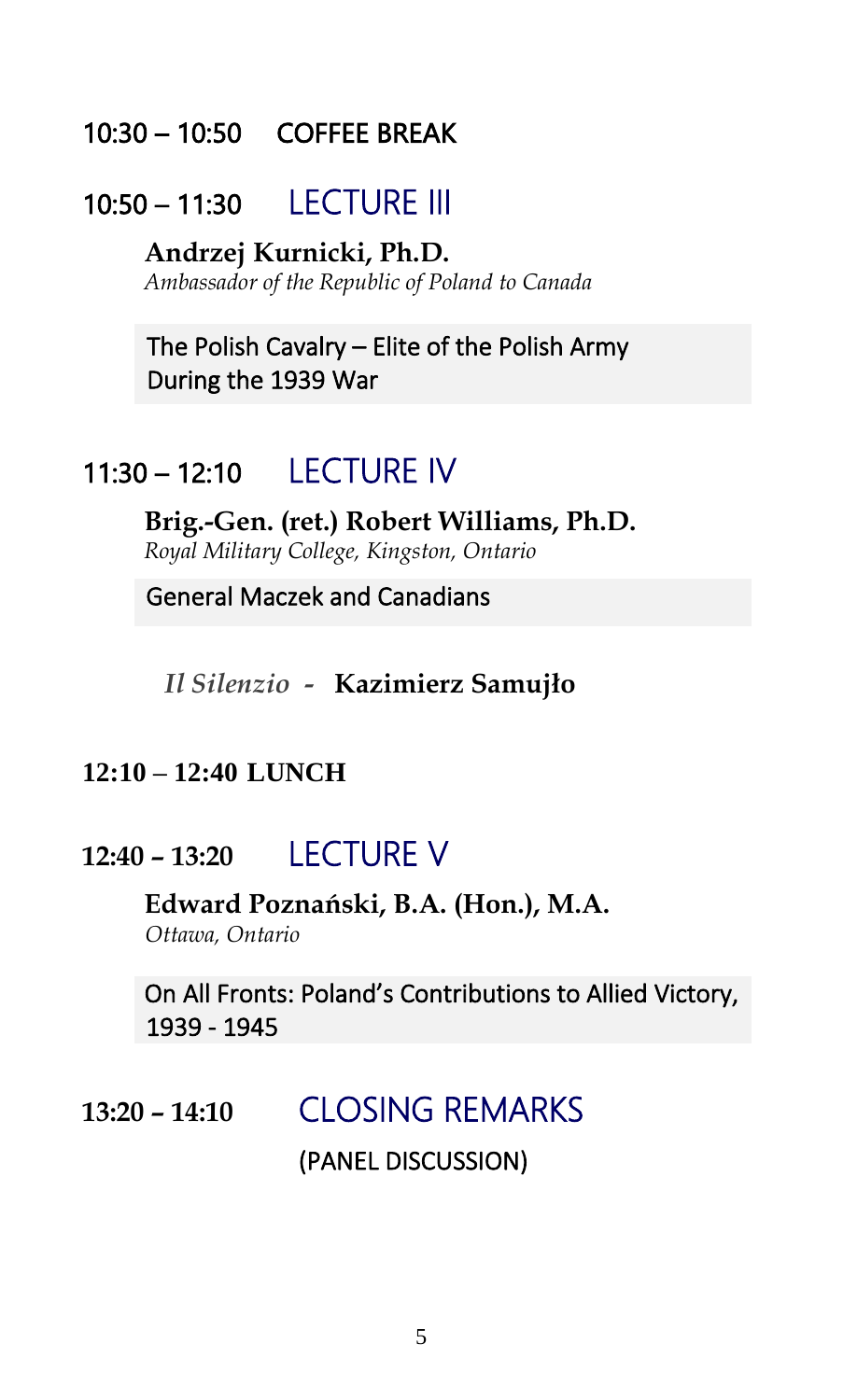## 10:30 – 10:50 COFFEE BREAK

## 10:50 – 11:30 LECTURE III

**Andrzej Kurnicki, Ph.D.**
*Ambassador of the Republic of Poland to Canada*

The Polish Cavalry – Elite of the Polish Army During the 1939 War

## 11:30 – 12:10 LECTURE IV

**Brig.-Gen. (ret.) Robert Williams, Ph.D.**
*Royal Military College, Kingston, Ontario*

General Maczek and Canadians

*Il Silenzio* - **Kazimierz Samujło**

## 12:10 – 12:40 LUNCH

## 12:40 – 13:20 LECTURE V

**Edward Poznański, B.A. (Hon.), M.A.**
*Ottawa, Ontario*

On All Fronts: Poland's Contributions to Allied Victory, 1939 - 1945

## 13:20 – 14:10 CLOSING REMARKS

(PANEL DISCUSSION)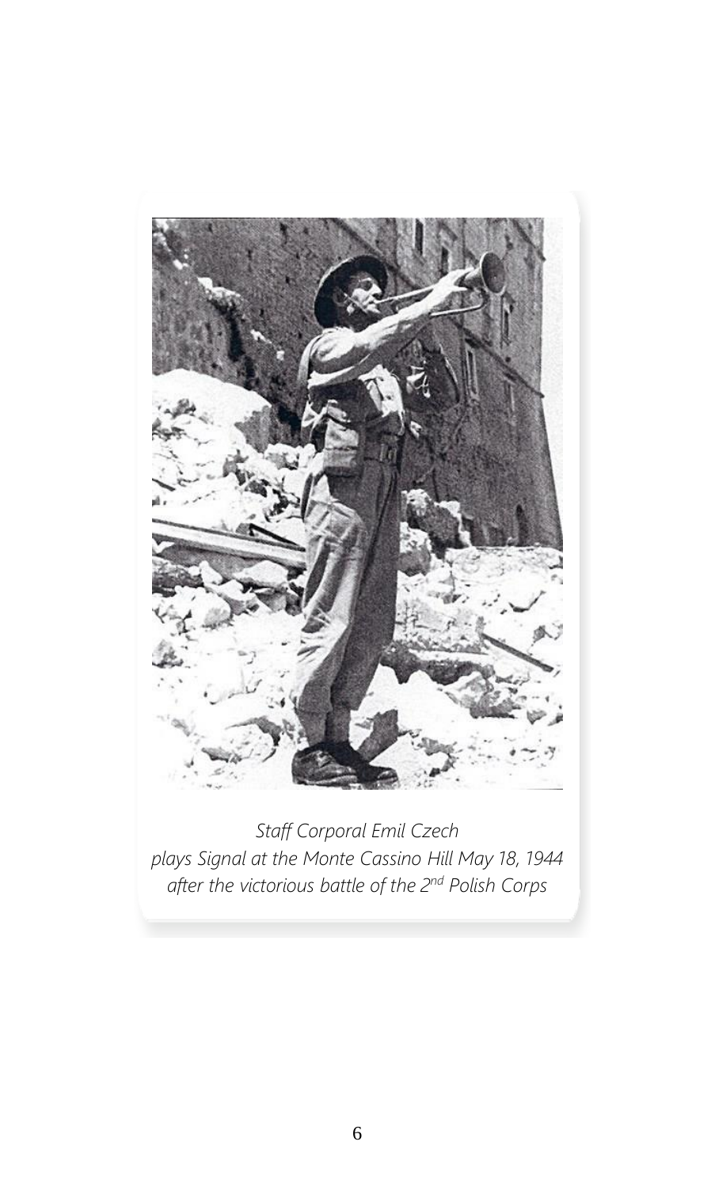*Staff Corporal Emil Czech*
*plays Signal at the Monte Cassino Hill May 18, 1944*
*after the victorious battle of the 2nd Polish Corps*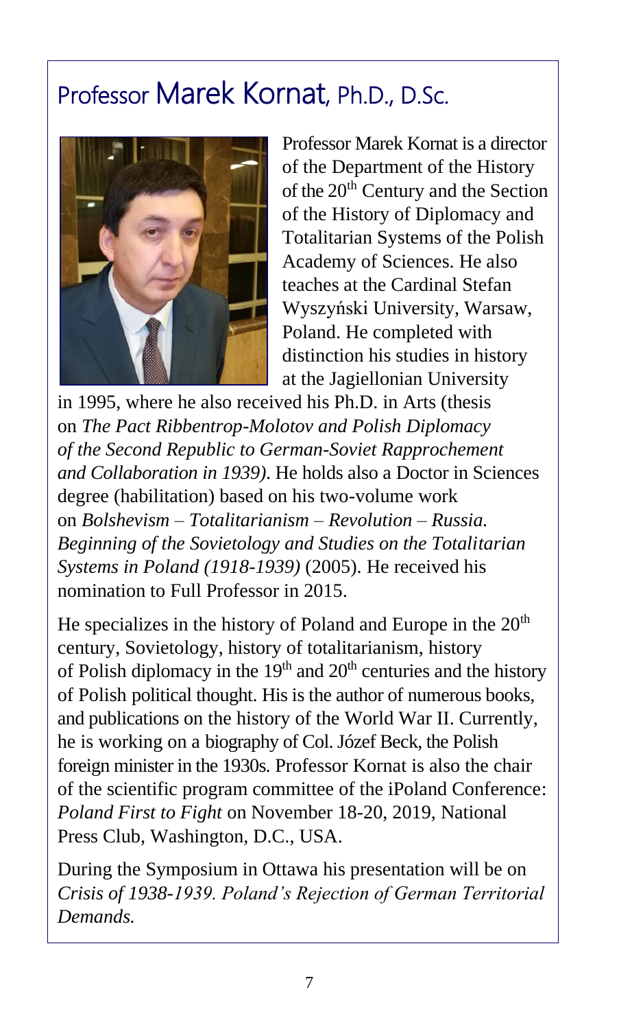# Professor Marek Kornat, Ph.D., D.Sc.

Professor Marek Kornat is a director of the Department of the History of the 20th Century and the Section of the History of Diplomacy and Totalitarian Systems of the Polish Academy of Sciences. He also teaches at the Cardinal Stefan Wyszyński University, Warsaw, Poland. He completed with distinction his studies in history at the Jagiellonian University in 1995, where he also received his Ph.D. in Arts (thesis on *The Pact Ribbentrop-Molotov and Polish Diplomacy of the Second Republic to German-Soviet Rapprochement and Collaboration in 1939)*. He holds also a Doctor in Sciences degree (habilitation) based on his two-volume work on *Bolshevism – Totalitarianism – Revolution – Russia. Beginning of the Sovietology and Studies on the Totalitarian Systems in Poland (1918-1939)* (2005). He received his nomination to Full Professor in 2015.

He specializes in the history of Poland and Europe in the 20th century, Sovietology, history of totalitarianism, history of Polish diplomacy in the 19th and 20th centuries and the history of Polish political thought. His is the author of numerous books, and publications on the history of the World War II. Currently, he is working on a biography of Col. Józef Beck, the Polish foreign minister in the 1930s. Professor Kornat is also the chair of the scientific program committee of the iPoland Conference: *Poland First to Fight* on November 18-20, 2019, National Press Club, Washington, D.C., USA.

During the Symposium in Ottawa his presentation will be on *Crisis of 1938-1939. Poland's Rejection of German Territorial Demands.*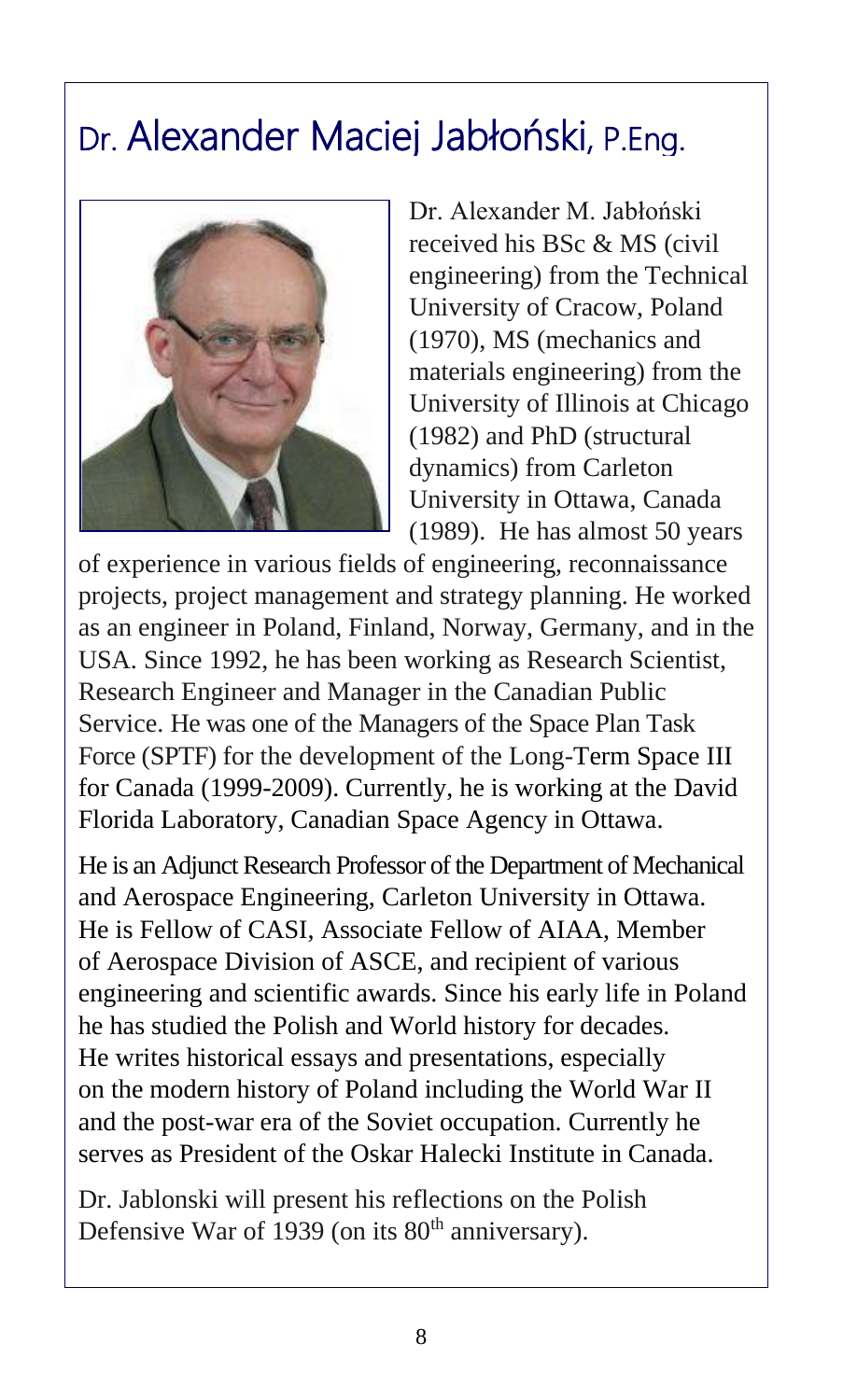# Dr. Alexander Maciej Jabłoński, P.Eng.

Dr. Alexander M. Jabłoński received his BSc & MS (civil engineering) from the Technical University of Cracow, Poland (1970), MS (mechanics and materials engineering) from the University of Illinois at Chicago (1982) and PhD (structural dynamics) from Carleton University in Ottawa, Canada (1989). He has almost 50 years of experience in various fields of engineering, reconnaissance projects, project management and strategy planning. He worked as an engineer in Poland, Finland, Norway, Germany, and in the USA. Since 1992, he has been working as Research Scientist, Research Engineer and Manager in the Canadian Public Service. He was one of the Managers of the Space Plan Task Force (SPTF) for the development of the Long-Term Space III for Canada (1999-2009). Currently, he is working at the David Florida Laboratory, Canadian Space Agency in Ottawa.

He is an Adjunct Research Professor of the Department of Mechanical and Aerospace Engineering, Carleton University in Ottawa. He is Fellow of CASI, Associate Fellow of AIAA, Member of Aerospace Division of ASCE, and recipient of various engineering and scientific awards. Since his early life in Poland he has studied the Polish and World history for decades. He writes historical essays and presentations, especially on the modern history of Poland including the World War II and the post-war era of the Soviet occupation. Currently he serves as President of the Oskar Halecki Institute in Canada.

Dr. Jablonski will present his reflections on the Polish Defensive War of 1939 (on its 80th anniversary).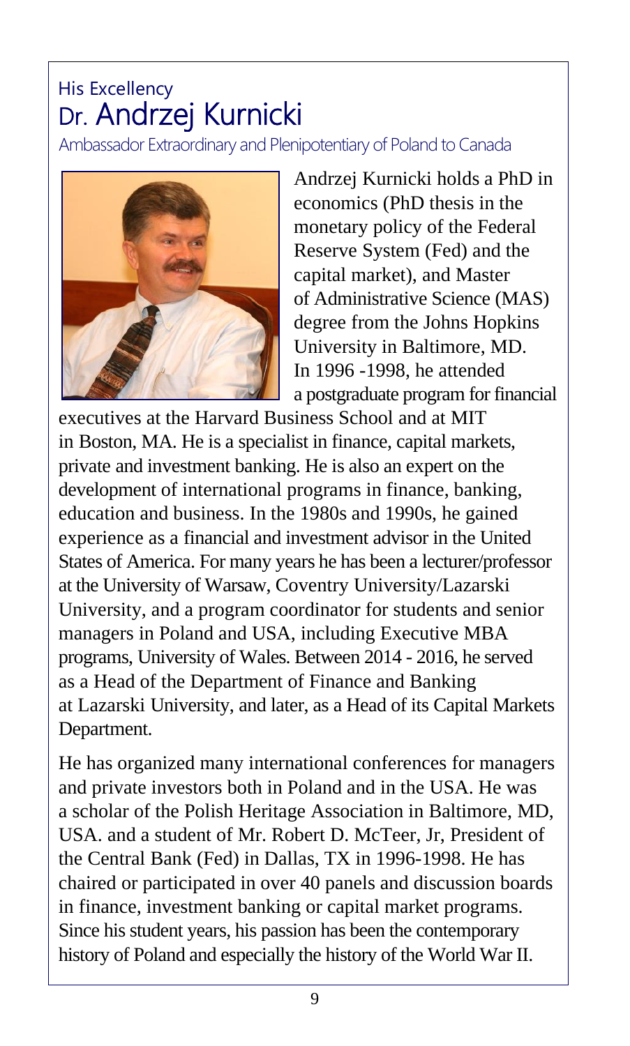His Excellency

# Dr. Andrzej Kurnicki

Ambassador Extraordinary and Plenipotentiary of Poland to Canada

Andrzej Kurnicki holds a PhD in economics (PhD thesis in the monetary policy of the Federal Reserve System (Fed) and the capital market), and Master of Administrative Science (MAS) degree from the Johns Hopkins University in Baltimore, MD. In 1996 -1998, he attended a postgraduate program for financial executives at the Harvard Business School and at MIT in Boston, MA. He is a specialist in finance, capital markets, private and investment banking. He is also an expert on the development of international programs in finance, banking, education and business. In the 1980s and 1990s, he gained experience as a financial and investment advisor in the United States of America. For many years he has been a lecturer/professor at the University of Warsaw, Coventry University/Lazarski University, and a program coordinator for students and senior managers in Poland and USA, including Executive MBA programs, University of Wales. Between 2014 - 2016, he served as a Head of the Department of Finance and Banking at Lazarski University, and later, as a Head of its Capital Markets Department.

He has organized many international conferences for managers and private investors both in Poland and in the USA. He was a scholar of the Polish Heritage Association in Baltimore, MD, USA. and a student of Mr. Robert D. McTeer, Jr, President of the Central Bank (Fed) in Dallas, TX in 1996-1998. He has chaired or participated in over 40 panels and discussion boards in finance, investment banking or capital market programs. Since his student years, his passion has been the contemporary history of Poland and especially the history of the World War II.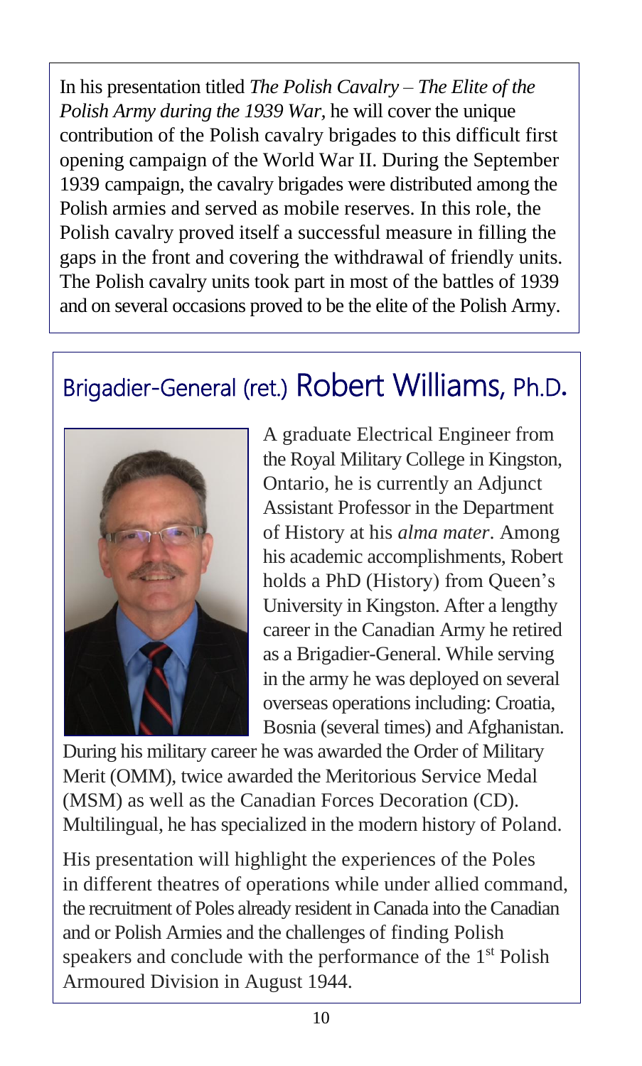In his presentation titled *The Polish Cavalry – The Elite of the Polish Army during the 1939 War*, he will cover the unique contribution of the Polish cavalry brigades to this difficult first opening campaign of the World War II. During the September 1939 campaign, the cavalry brigades were distributed among the Polish armies and served as mobile reserves. In this role, the Polish cavalry proved itself a successful measure in filling the gaps in the front and covering the withdrawal of friendly units. The Polish cavalry units took part in most of the battles of 1939 and on several occasions proved to be the elite of the Polish Army.

## Brigadier-General (ret.) Robert Williams, Ph.D.

A graduate Electrical Engineer from the Royal Military College in Kingston, Ontario, he is currently an Adjunct Assistant Professor in the Department of History at his *alma mater*. Among his academic accomplishments, Robert holds a PhD (History) from Queen's University in Kingston. After a lengthy career in the Canadian Army he retired as a Brigadier-General. While serving in the army he was deployed on several overseas operations including: Croatia, Bosnia (several times) and Afghanistan. During his military career he was awarded the Order of Military Merit (OMM), twice awarded the Meritorious Service Medal (MSM) as well as the Canadian Forces Decoration (CD). Multilingual, he has specialized in the modern history of Poland.

His presentation will highlight the experiences of the Poles in different theatres of operations while under allied command, the recruitment of Poles already resident in Canada into the Canadian and or Polish Armies and the challenges of finding Polish speakers and conclude with the performance of the 1st Polish Armoured Division in August 1944.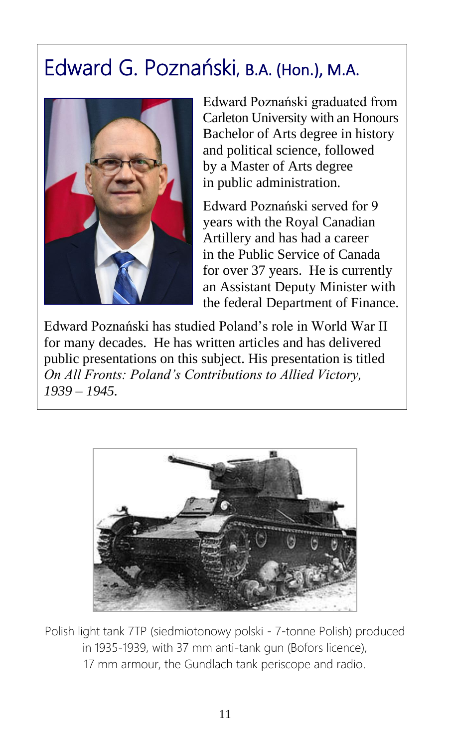# Edward G. Poznański, B.A. (Hon.), M.A.

Edward Poznański graduated from Carleton University with an Honours Bachelor of Arts degree in history and political science, followed by a Master of Arts degree in public administration.

Edward Poznański served for 9 years with the Royal Canadian Artillery and has had a career in the Public Service of Canada for over 37 years. He is currently an Assistant Deputy Minister with the federal Department of Finance.

Edward Poznański has studied Poland's role in World War II for many decades. He has written articles and has delivered public presentations on this subject. His presentation is titled *On All Fronts: Poland's Contributions to Allied Victory, 1939 – 1945.*

Polish light tank 7TP (siedmiotonowy polski - 7-tonne Polish) produced in 1935-1939, with 37 mm anti-tank gun (Bofors licence), 17 mm armour, the Gundlach tank periscope and radio.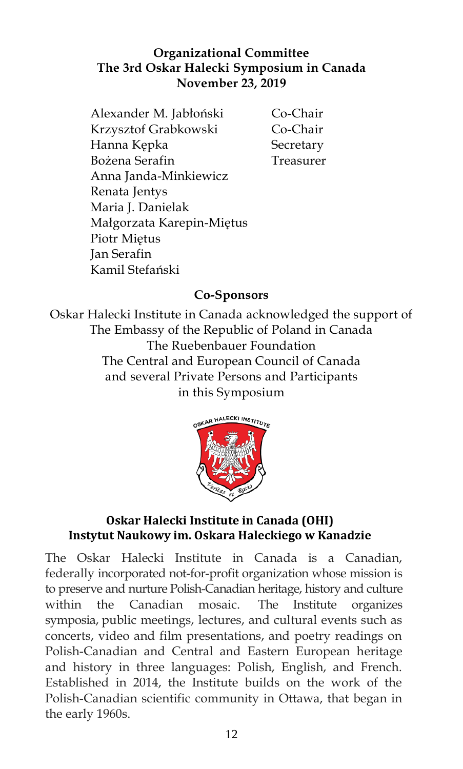**Organizational Committee**
**The 3rd Oskar Halecki Symposium in Canada**
**November 23, 2019**

| | |
|---|---|
| Alexander M. Jabłoński | Co-Chair |
| Krzysztof Grabkowski | Co-Chair |
| Hanna Kępka | Secretary |
| Bożena Serafin | Treasurer |
| Anna Janda-Minkiewicz | |
| Renata Jentys | |
| Maria J. Danielak | |
| Małgorzata Karepin-Miętus | |
| Piotr Miętus | |
| Jan Serafin | |
| Kamil Stefański | |

**Co-Sponsors**

Oskar Halecki Institute in Canada acknowledged the support of
The Embassy of the Republic of Poland in Canada
The Ruebenbauer Foundation
The Central and European Council of Canada
and several Private Persons and Participants
in this Symposium

**Oskar Halecki Institute in Canada (OHI)**
**Instytut Naukowy im. Oskara Haleckiego w Kanadzie**

The Oskar Halecki Institute in Canada is a Canadian, federally incorporated not-for-profit organization whose mission is to preserve and nurture Polish-Canadian heritage, history and culture within the Canadian mosaic. The Institute organizes symposia, public meetings, lectures, and cultural events such as concerts, video and film presentations, and poetry readings on Polish-Canadian and Central and Eastern European heritage and history in three languages: Polish, English, and French. Established in 2014, the Institute builds on the work of the Polish-Canadian scientific community in Ottawa, that began in the early 1960s.